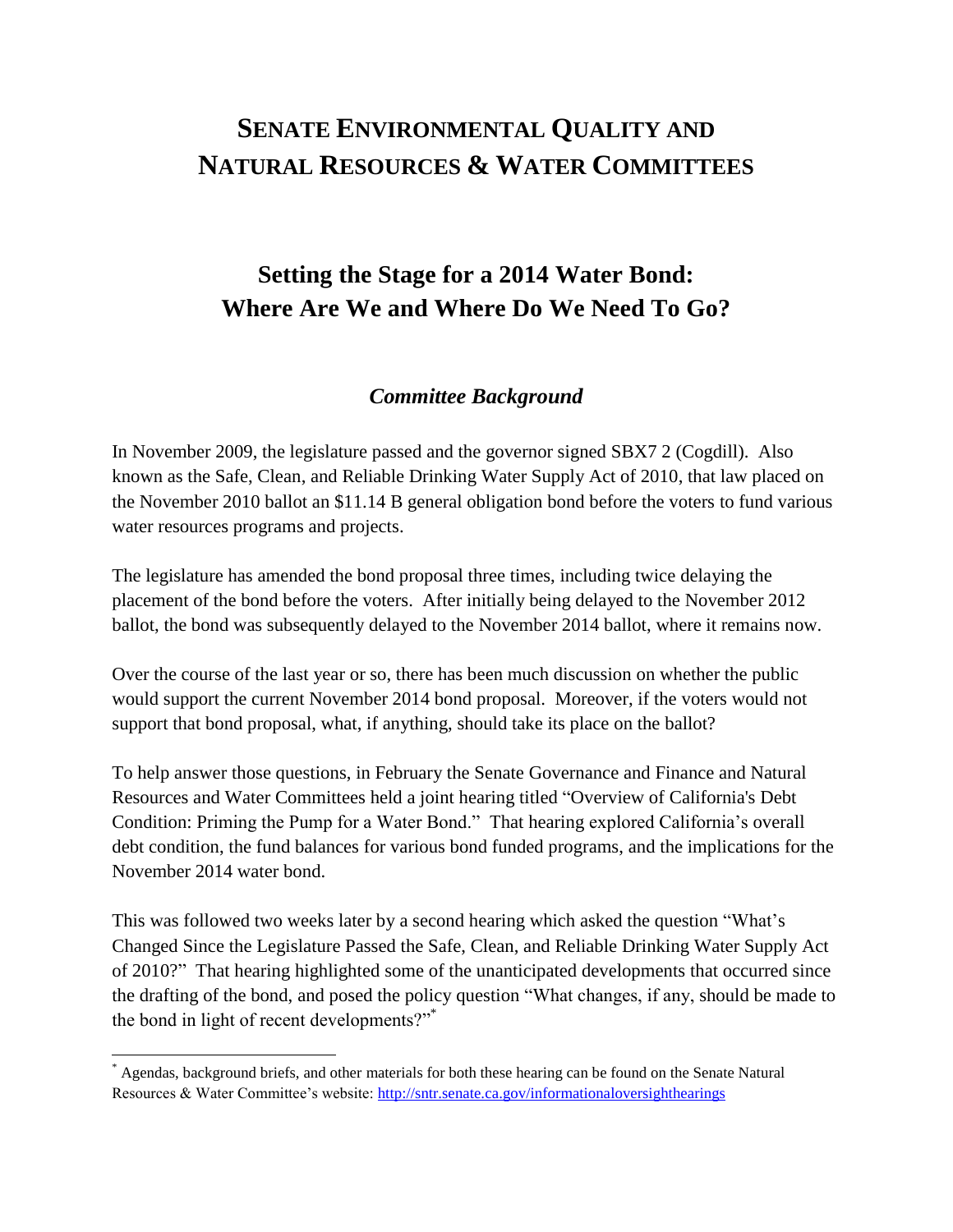# SENATE ENVIRONMENTAL QUALITY AND NATURAL RESOURCES & WATER COMMITTEES

## Setting the Stage for a 2014 Water Bond: Where Are We and Where Do We Need To Go?

### *Committee Background*

In November 2009, the legislature passed and the governor signed SBX7 2 (Cogdill). Also known as the Safe, Clean, and Reliable Drinking Water Supply Act of 2010, that law placed on the November 2010 ballot an $11.14 B general obligation bond before the voters to fund various water resources programs and projects.

The legislature has amended the bond proposal three times, including twice delaying the placement of the bond before the voters. After initially being delayed to the November 2012 ballot, the bond was subsequently delayed to the November 2014 ballot, where it remains now.

Over the course of the last year or so, there has been much discussion on whether the public would support the current November 2014 bond proposal. Moreover, if the voters would not support that bond proposal, what, if anything, should take its place on the ballot?

To help answer those questions, in February the Senate Governance and Finance and Natural Resources and Water Committees held a joint hearing titled "Overview of California's Debt Condition: Priming the Pump for a Water Bond." That hearing explored California's overall debt condition, the fund balances for various bond funded programs, and the implications for the November 2014 water bond.

This was followed two weeks later by a second hearing which asked the question "What's Changed Since the Legislature Passed the Safe, Clean, and Reliable Drinking Water Supply Act of 2010?" That hearing highlighted some of the unanticipated developments that occurred since the drafting of the bond, and posed the policy question "What changes, if any, should be made to the bond in light of recent developments?"[*]

---

[*] Agendas, background briefs, and other materials for both these hearing can be found on the Senate Natural Resources & Water Committee's website: http://sntr.senate.ca.gov/informationaloversighthearings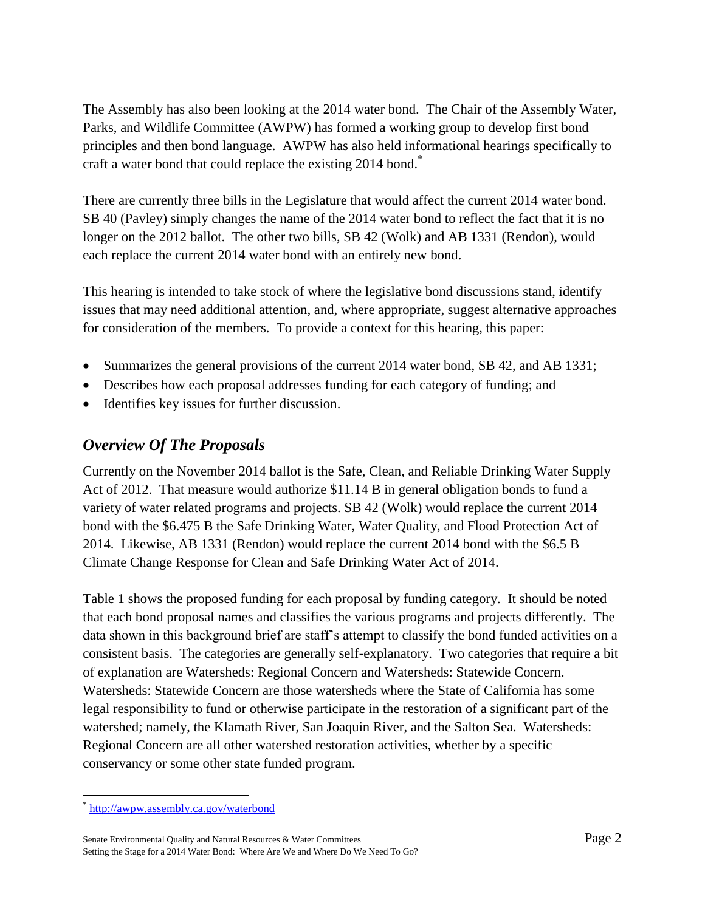The Assembly has also been looking at the 2014 water bond. The Chair of the Assembly Water, Parks, and Wildlife Committee (AWPW) has formed a working group to develop first bond principles and then bond language. AWPW has also held informational hearings specifically to craft a water bond that could replace the existing 2014 bond.*

There are currently three bills in the Legislature that would affect the current 2014 water bond. SB 40 (Pavley) simply changes the name of the 2014 water bond to reflect the fact that it is no longer on the 2012 ballot. The other two bills, SB 42 (Wolk) and AB 1331 (Rendon), would each replace the current 2014 water bond with an entirely new bond.

This hearing is intended to take stock of where the legislative bond discussions stand, identify issues that may need additional attention, and, where appropriate, suggest alternative approaches for consideration of the members. To provide a context for this hearing, this paper:

- Summarizes the general provisions of the current 2014 water bond, SB 42, and AB 1331;
- Describes how each proposal addresses funding for each category of funding; and
- Identifies key issues for further discussion.

## *Overview Of The Proposals*

Currently on the November 2014 ballot is the Safe, Clean, and Reliable Drinking Water Supply Act of 2012. That measure would authorize $11.14 B in general obligation bonds to fund a variety of water related programs and projects. SB 42 (Wolk) would replace the current 2014 bond with the $6.475 B the Safe Drinking Water, Water Quality, and Flood Protection Act of 2014. Likewise, AB 1331 (Rendon) would replace the current 2014 bond with the $6.5 B Climate Change Response for Clean and Safe Drinking Water Act of 2014.

Table 1 shows the proposed funding for each proposal by funding category. It should be noted that each bond proposal names and classifies the various programs and projects differently. The data shown in this background brief are staff's attempt to classify the bond funded activities on a consistent basis. The categories are generally self-explanatory. Two categories that require a bit of explanation are Watersheds: Regional Concern and Watersheds: Statewide Concern. Watersheds: Statewide Concern are those watersheds where the State of California has some legal responsibility to fund or otherwise participate in the restoration of a significant part of the watershed; namely, the Klamath River, San Joaquin River, and the Salton Sea. Watersheds: Regional Concern are all other watershed restoration activities, whether by a specific conservancy or some other state funded program.

---

* http://awpw.assembly.ca.gov/waterbond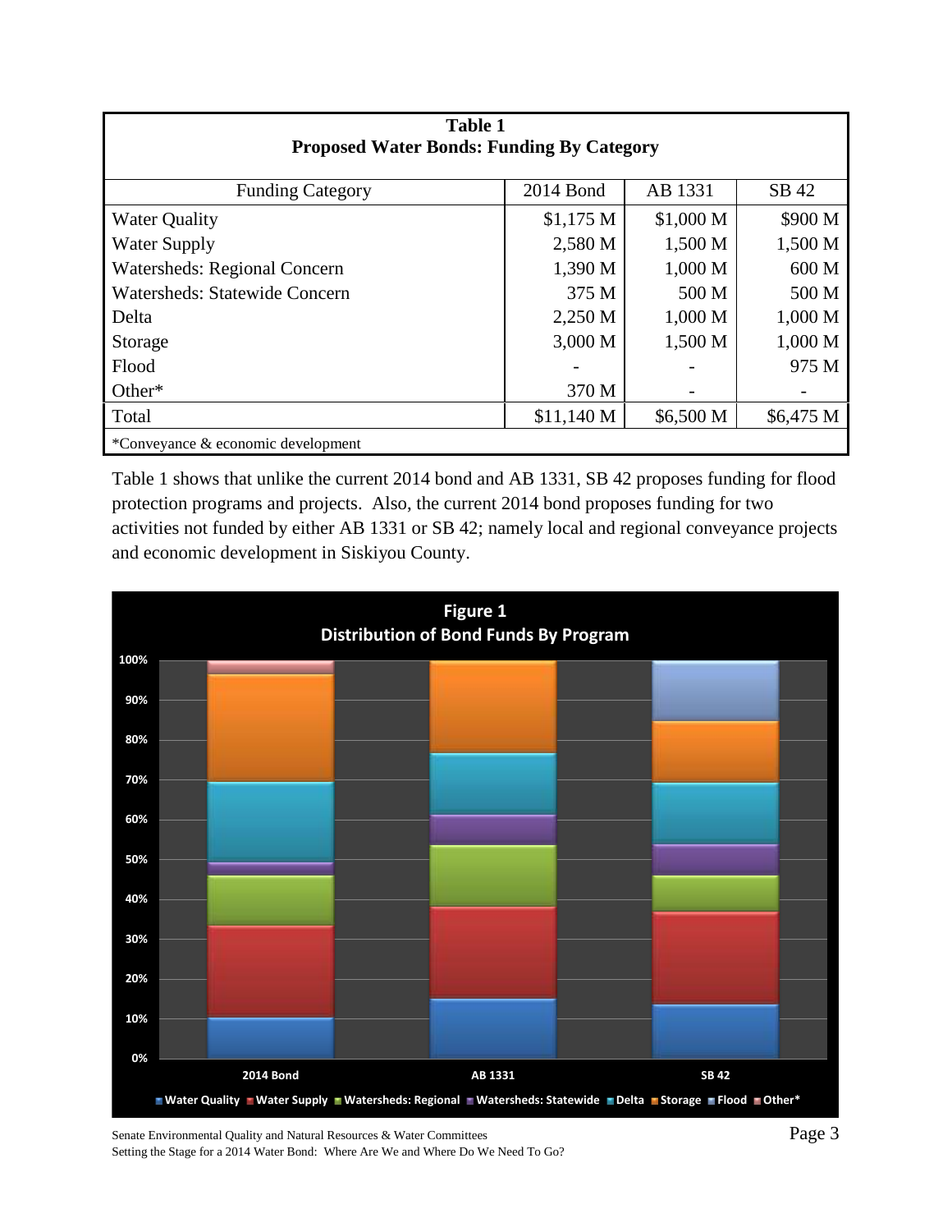| Table 1<br>Proposed Water Bonds: Funding By Category | | | |
|---|---|---|---|
| Funding Category | 2014 Bond | AB 1331 | SB 42 |
| Water Quality | $1,175 M | $1,000 M | $900 M |
| Water Supply | 2,580 M | 1,500 M | 1,500 M |
| Watersheds: Regional Concern | 1,390 M | 1,000 M | 600 M |
| Watersheds: Statewide Concern | 375 M | 500 M | 500 M |
| Delta | 2,250 M | 1,000 M | 1,000 M |
| Storage | 3,000 M | 1,500 M | 1,000 M |
| Flood | - | - | 975 M |
| Other* | 370 M | - | - |
| Total | $11,140 M | $6,500 M | $6,475 M |

*Conveyance & economic development

Table 1 shows that unlike the current 2014 bond and AB 1331, SB 42 proposes funding for flood protection programs and projects. Also, the current 2014 bond proposes funding for two activities not funded by either AB 1331 or SB 42; namely local and regional conveyance projects and economic development in Siskiyou County.

**Figure 1**
**Distribution of Bond Funds By Program**

Legend: Water Quality, Water Supply, Watersheds: Regional, Watersheds: Statewide, Delta, Storage, Flood, Other*

Columns: 2014 Bond, AB 1331, SB 42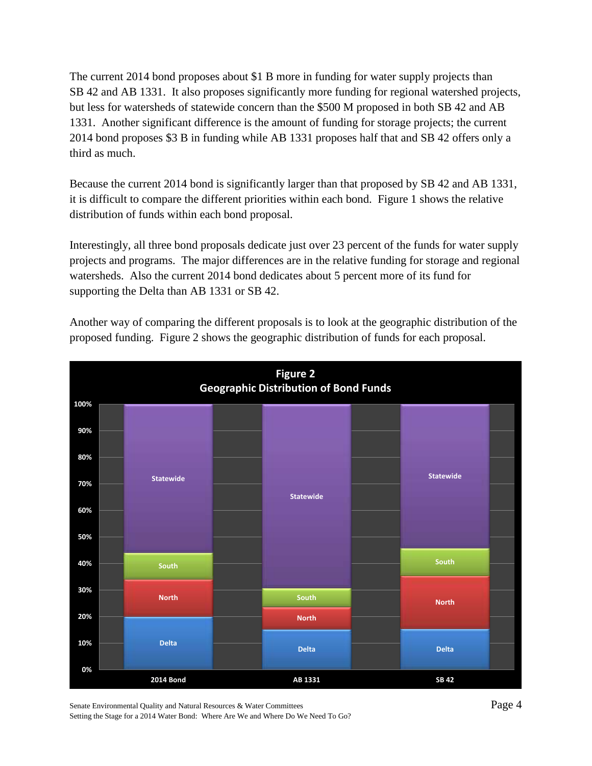The current 2014 bond proposes about $1 B more in funding for water supply projects than SB 42 and AB 1331. It also proposes significantly more funding for regional watershed projects, but less for watersheds of statewide concern than the $500 M proposed in both SB 42 and AB 1331. Another significant difference is the amount of funding for storage projects; the current 2014 bond proposes $3 B in funding while AB 1331 proposes half that and SB 42 offers only a third as much.

Because the current 2014 bond is significantly larger than that proposed by SB 42 and AB 1331, it is difficult to compare the different priorities within each bond. Figure 1 shows the relative distribution of funds within each bond proposal.

Interestingly, all three bond proposals dedicate just over 23 percent of the funds for water supply projects and programs. The major differences are in the relative funding for storage and regional watersheds. Also the current 2014 bond dedicates about 5 percent more of its fund for supporting the Delta than AB 1331 or SB 42.

Another way of comparing the different proposals is to look at the geographic distribution of the proposed funding. Figure 2 shows the geographic distribution of funds for each proposal.

**Figure 2**
**Geographic Distribution of Bond Funds**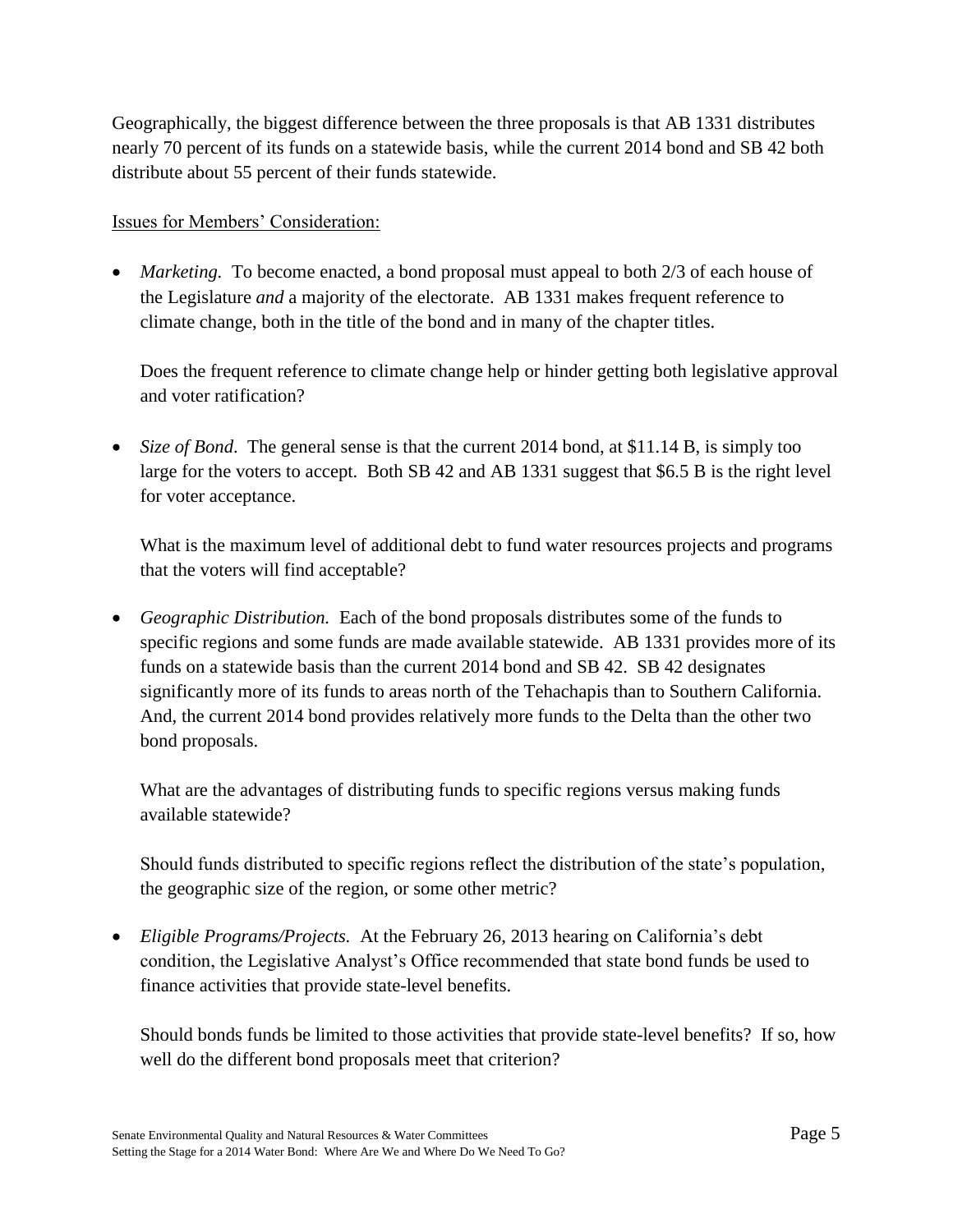Geographically, the biggest difference between the three proposals is that AB 1331 distributes nearly 70 percent of its funds on a statewide basis, while the current 2014 bond and SB 42 both distribute about 55 percent of their funds statewide.

<u>Issues for Members' Consideration:</u>

- *Marketing.* To become enacted, a bond proposal must appeal to both 2/3 of each house of the Legislature *and* a majority of the electorate. AB 1331 makes frequent reference to climate change, both in the title of the bond and in many of the chapter titles.

  Does the frequent reference to climate change help or hinder getting both legislative approval and voter ratification?

- *Size of Bond.* The general sense is that the current 2014 bond, at $11.14 B, is simply too large for the voters to accept. Both SB 42 and AB 1331 suggest that $6.5 B is the right level for voter acceptance.

  What is the maximum level of additional debt to fund water resources projects and programs that the voters will find acceptable?

- *Geographic Distribution.* Each of the bond proposals distributes some of the funds to specific regions and some funds are made available statewide. AB 1331 provides more of its funds on a statewide basis than the current 2014 bond and SB 42. SB 42 designates significantly more of its funds to areas north of the Tehachapis than to Southern California. And, the current 2014 bond provides relatively more funds to the Delta than the other two bond proposals.

  What are the advantages of distributing funds to specific regions versus making funds available statewide?

  Should funds distributed to specific regions reflect the distribution of the state's population, the geographic size of the region, or some other metric?

- *Eligible Programs/Projects.* At the February 26, 2013 hearing on California's debt condition, the Legislative Analyst's Office recommended that state bond funds be used to finance activities that provide state-level benefits.

  Should bonds funds be limited to those activities that provide state-level benefits? If so, how well do the different bond proposals meet that criterion?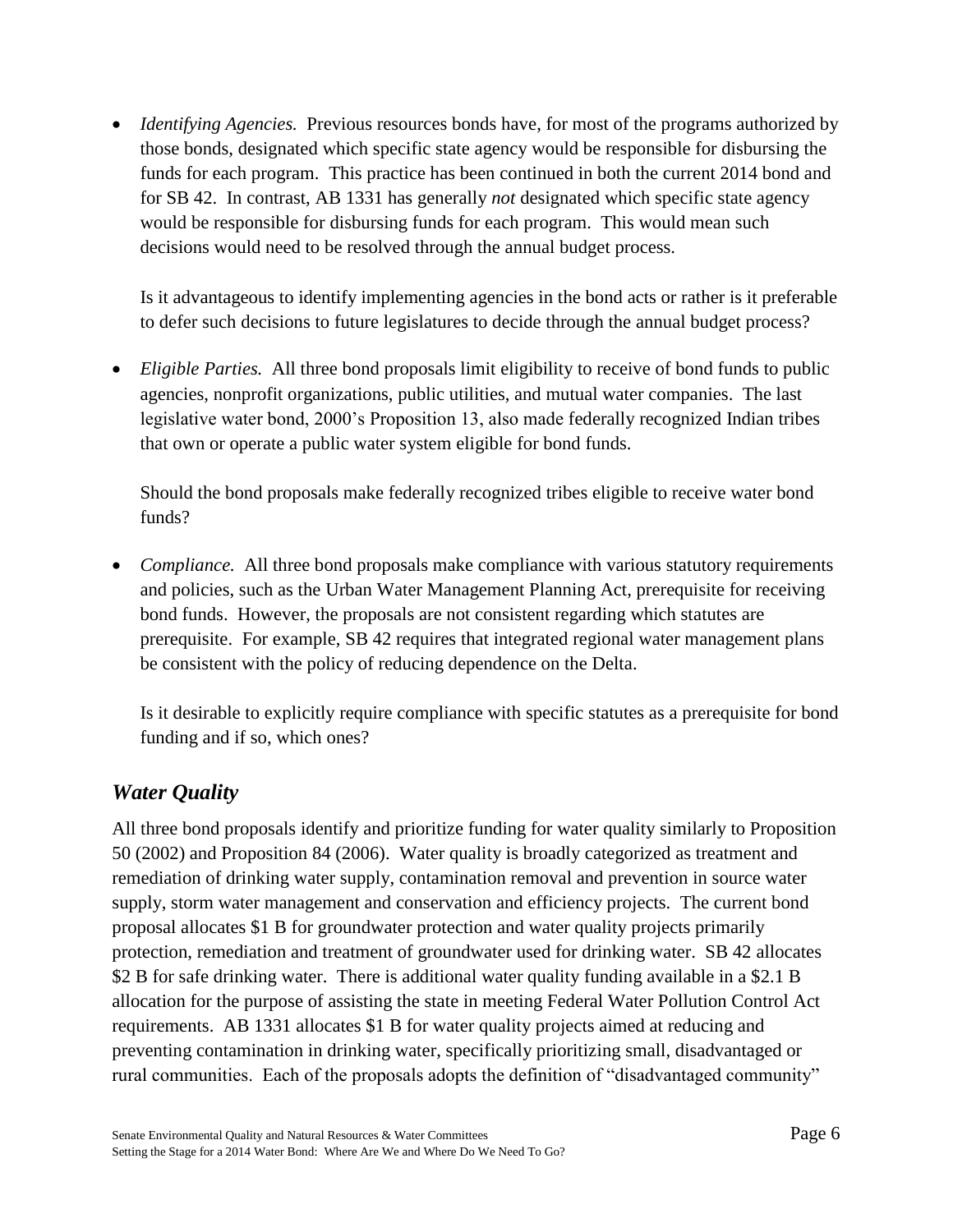- *Identifying Agencies.* Previous resources bonds have, for most of the programs authorized by those bonds, designated which specific state agency would be responsible for disbursing the funds for each program. This practice has been continued in both the current 2014 bond and for SB 42. In contrast, AB 1331 has generally *not* designated which specific state agency would be responsible for disbursing funds for each program. This would mean such decisions would need to be resolved through the annual budget process.

  Is it advantageous to identify implementing agencies in the bond acts or rather is it preferable to defer such decisions to future legislatures to decide through the annual budget process?

- *Eligible Parties.* All three bond proposals limit eligibility to receive of bond funds to public agencies, nonprofit organizations, public utilities, and mutual water companies. The last legislative water bond, 2000's Proposition 13, also made federally recognized Indian tribes that own or operate a public water system eligible for bond funds.

  Should the bond proposals make federally recognized tribes eligible to receive water bond funds?

- *Compliance.* All three bond proposals make compliance with various statutory requirements and policies, such as the Urban Water Management Planning Act, prerequisite for receiving bond funds. However, the proposals are not consistent regarding which statutes are prerequisite. For example, SB 42 requires that integrated regional water management plans be consistent with the policy of reducing dependence on the Delta.

  Is it desirable to explicitly require compliance with specific statutes as a prerequisite for bond funding and if so, which ones?

## *Water Quality*

All three bond proposals identify and prioritize funding for water quality similarly to Proposition 50 (2002) and Proposition 84 (2006). Water quality is broadly categorized as treatment and remediation of drinking water supply, contamination removal and prevention in source water supply, storm water management and conservation and efficiency projects. The current bond proposal allocates $1 B for groundwater protection and water quality projects primarily protection, remediation and treatment of groundwater used for drinking water. SB 42 allocates $2 B for safe drinking water. There is additional water quality funding available in a $2.1 B allocation for the purpose of assisting the state in meeting Federal Water Pollution Control Act requirements. AB 1331 allocates $1 B for water quality projects aimed at reducing and preventing contamination in drinking water, specifically prioritizing small, disadvantaged or rural communities. Each of the proposals adopts the definition of "disadvantaged community"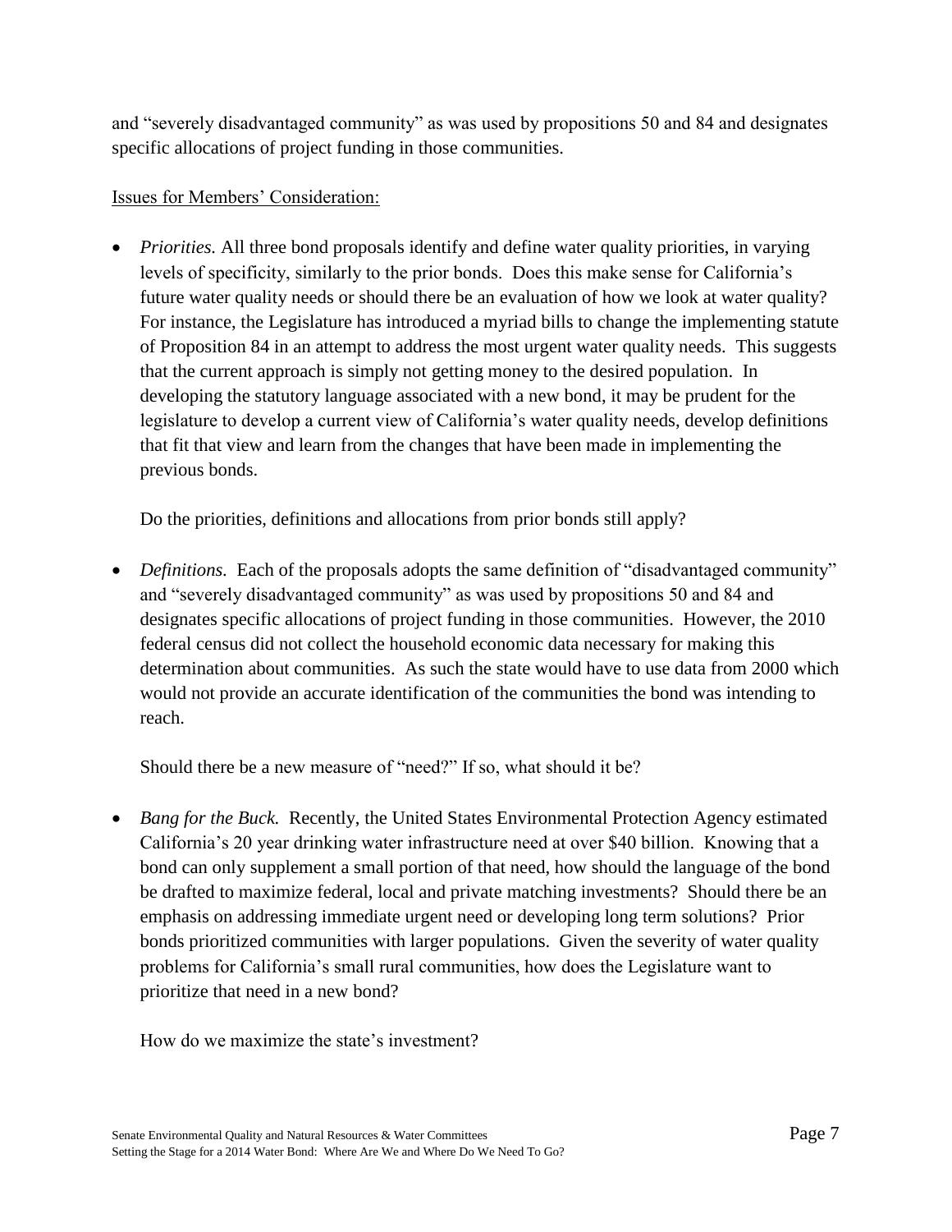and "severely disadvantaged community" as was used by propositions 50 and 84 and designates specific allocations of project funding in those communities.

<u>Issues for Members' Consideration:</u>

- *Priorities.* All three bond proposals identify and define water quality priorities, in varying levels of specificity, similarly to the prior bonds. Does this make sense for California's future water quality needs or should there be an evaluation of how we look at water quality? For instance, the Legislature has introduced a myriad bills to change the implementing statute of Proposition 84 in an attempt to address the most urgent water quality needs. This suggests that the current approach is simply not getting money to the desired population. In developing the statutory language associated with a new bond, it may be prudent for the legislature to develop a current view of California's water quality needs, develop definitions that fit that view and learn from the changes that have been made in implementing the previous bonds.

  Do the priorities, definitions and allocations from prior bonds still apply?

- *Definitions.* Each of the proposals adopts the same definition of "disadvantaged community" and "severely disadvantaged community" as was used by propositions 50 and 84 and designates specific allocations of project funding in those communities. However, the 2010 federal census did not collect the household economic data necessary for making this determination about communities. As such the state would have to use data from 2000 which would not provide an accurate identification of the communities the bond was intending to reach.

  Should there be a new measure of "need?" If so, what should it be?

- *Bang for the Buck.* Recently, the United States Environmental Protection Agency estimated California's 20 year drinking water infrastructure need at over $40 billion. Knowing that a bond can only supplement a small portion of that need, how should the language of the bond be drafted to maximize federal, local and private matching investments? Should there be an emphasis on addressing immediate urgent need or developing long term solutions? Prior bonds prioritized communities with larger populations. Given the severity of water quality problems for California's small rural communities, how does the Legislature want to prioritize that need in a new bond?

  How do we maximize the state's investment?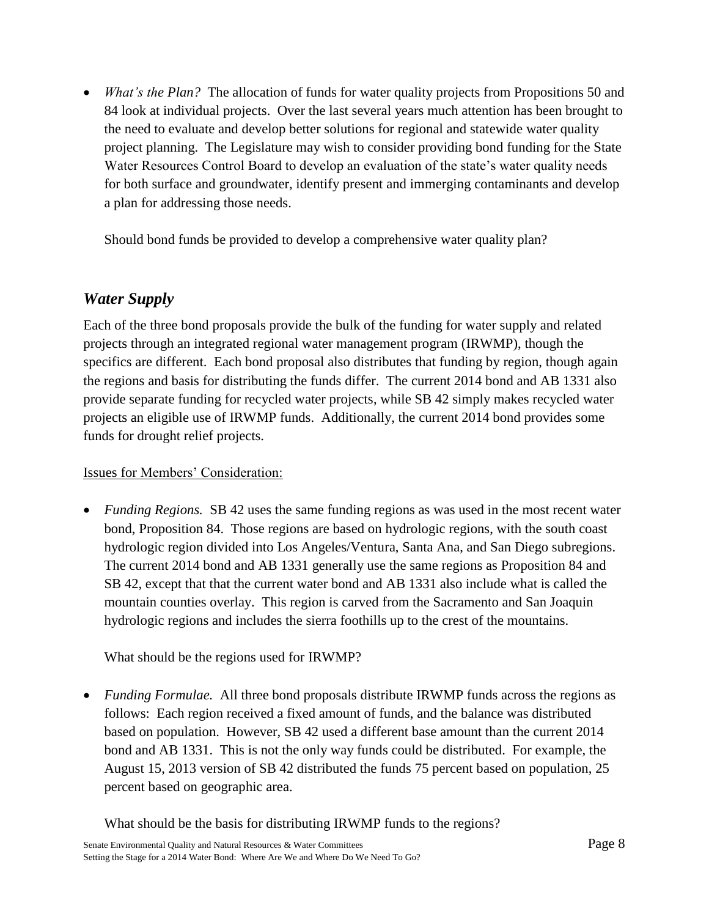- *What's the Plan?* The allocation of funds for water quality projects from Propositions 50 and 84 look at individual projects. Over the last several years much attention has been brought to the need to evaluate and develop better solutions for regional and statewide water quality project planning. The Legislature may wish to consider providing bond funding for the State Water Resources Control Board to develop an evaluation of the state's water quality needs for both surface and groundwater, identify present and immerging contaminants and develop a plan for addressing those needs.

  Should bond funds be provided to develop a comprehensive water quality plan?

## *Water Supply*

Each of the three bond proposals provide the bulk of the funding for water supply and related projects through an integrated regional water management program (IRWMP), though the specifics are different. Each bond proposal also distributes that funding by region, though again the regions and basis for distributing the funds differ. The current 2014 bond and AB 1331 also provide separate funding for recycled water projects, while SB 42 simply makes recycled water projects an eligible use of IRWMP funds. Additionally, the current 2014 bond provides some funds for drought relief projects.

<u>Issues for Members' Consideration:</u>

- *Funding Regions.* SB 42 uses the same funding regions as was used in the most recent water bond, Proposition 84. Those regions are based on hydrologic regions, with the south coast hydrologic region divided into Los Angeles/Ventura, Santa Ana, and San Diego subregions. The current 2014 bond and AB 1331 generally use the same regions as Proposition 84 and SB 42, except that that the current water bond and AB 1331 also include what is called the mountain counties overlay. This region is carved from the Sacramento and San Joaquin hydrologic regions and includes the sierra foothills up to the crest of the mountains.

  What should be the regions used for IRWMP?

- *Funding Formulae.* All three bond proposals distribute IRWMP funds across the regions as follows: Each region received a fixed amount of funds, and the balance was distributed based on population. However, SB 42 used a different base amount than the current 2014 bond and AB 1331. This is not the only way funds could be distributed. For example, the August 15, 2013 version of SB 42 distributed the funds 75 percent based on population, 25 percent based on geographic area.

  What should be the basis for distributing IRWMP funds to the regions?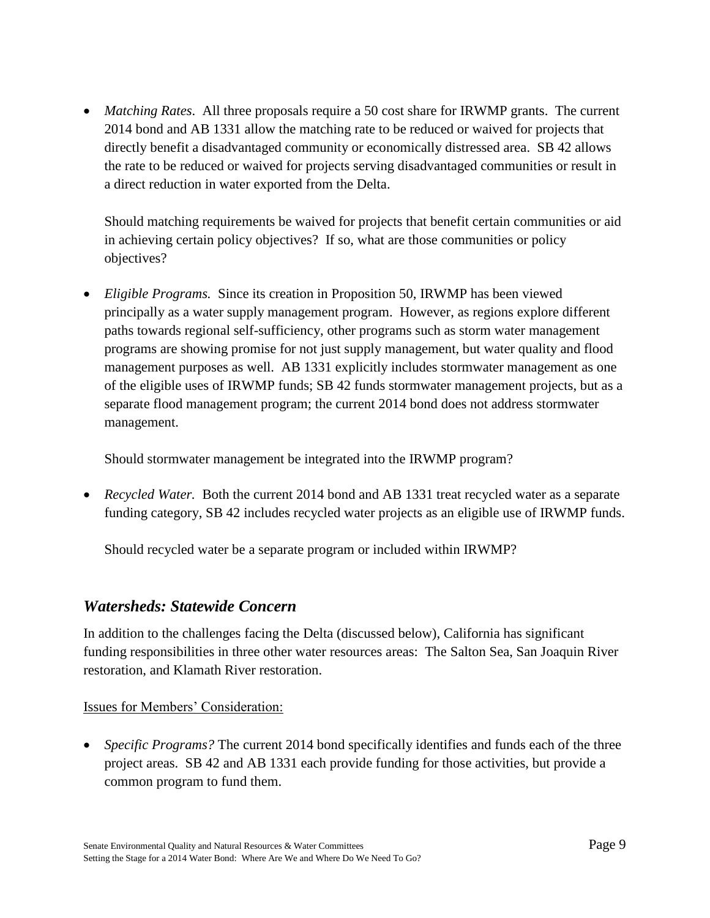- *Matching Rates*. All three proposals require a 50 cost share for IRWMP grants. The current 2014 bond and AB 1331 allow the matching rate to be reduced or waived for projects that directly benefit a disadvantaged community or economically distressed area. SB 42 allows the rate to be reduced or waived for projects serving disadvantaged communities or result in a direct reduction in water exported from the Delta.

  Should matching requirements be waived for projects that benefit certain communities or aid in achieving certain policy objectives? If so, what are those communities or policy objectives?

- *Eligible Programs.* Since its creation in Proposition 50, IRWMP has been viewed principally as a water supply management program. However, as regions explore different paths towards regional self-sufficiency, other programs such as storm water management programs are showing promise for not just supply management, but water quality and flood management purposes as well. AB 1331 explicitly includes stormwater management as one of the eligible uses of IRWMP funds; SB 42 funds stormwater management projects, but as a separate flood management program; the current 2014 bond does not address stormwater management.

  Should stormwater management be integrated into the IRWMP program?

- *Recycled Water.* Both the current 2014 bond and AB 1331 treat recycled water as a separate funding category, SB 42 includes recycled water projects as an eligible use of IRWMP funds.

  Should recycled water be a separate program or included within IRWMP?

## *Watersheds: Statewide Concern*

In addition to the challenges facing the Delta (discussed below), California has significant funding responsibilities in three other water resources areas: The Salton Sea, San Joaquin River restoration, and Klamath River restoration.

<u>Issues for Members' Consideration:</u>

- *Specific Programs?* The current 2014 bond specifically identifies and funds each of the three project areas. SB 42 and AB 1331 each provide funding for those activities, but provide a common program to fund them.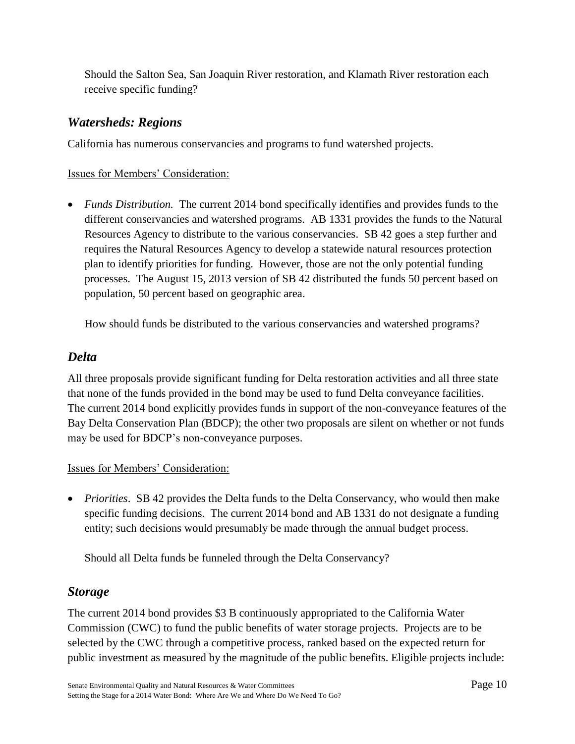Should the Salton Sea, San Joaquin River restoration, and Klamath River restoration each receive specific funding?

## *Watersheds: Regions*

California has numerous conservancies and programs to fund watershed projects.

Issues for Members' Consideration:

- *Funds Distribution.* The current 2014 bond specifically identifies and provides funds to the different conservancies and watershed programs. AB 1331 provides the funds to the Natural Resources Agency to distribute to the various conservancies. SB 42 goes a step further and requires the Natural Resources Agency to develop a statewide natural resources protection plan to identify priorities for funding. However, those are not the only potential funding processes. The August 15, 2013 version of SB 42 distributed the funds 50 percent based on population, 50 percent based on geographic area.

  How should funds be distributed to the various conservancies and watershed programs?

## *Delta*

All three proposals provide significant funding for Delta restoration activities and all three state that none of the funds provided in the bond may be used to fund Delta conveyance facilities. The current 2014 bond explicitly provides funds in support of the non-conveyance features of the Bay Delta Conservation Plan (BDCP); the other two proposals are silent on whether or not funds may be used for BDCP's non-conveyance purposes.

Issues for Members' Consideration:

- *Priorities*. SB 42 provides the Delta funds to the Delta Conservancy, who would then make specific funding decisions. The current 2014 bond and AB 1331 do not designate a funding entity; such decisions would presumably be made through the annual budget process.

  Should all Delta funds be funneled through the Delta Conservancy?

## *Storage*

The current 2014 bond provides $3 B continuously appropriated to the California Water Commission (CWC) to fund the public benefits of water storage projects. Projects are to be selected by the CWC through a competitive process, ranked based on the expected return for public investment as measured by the magnitude of the public benefits. Eligible projects include: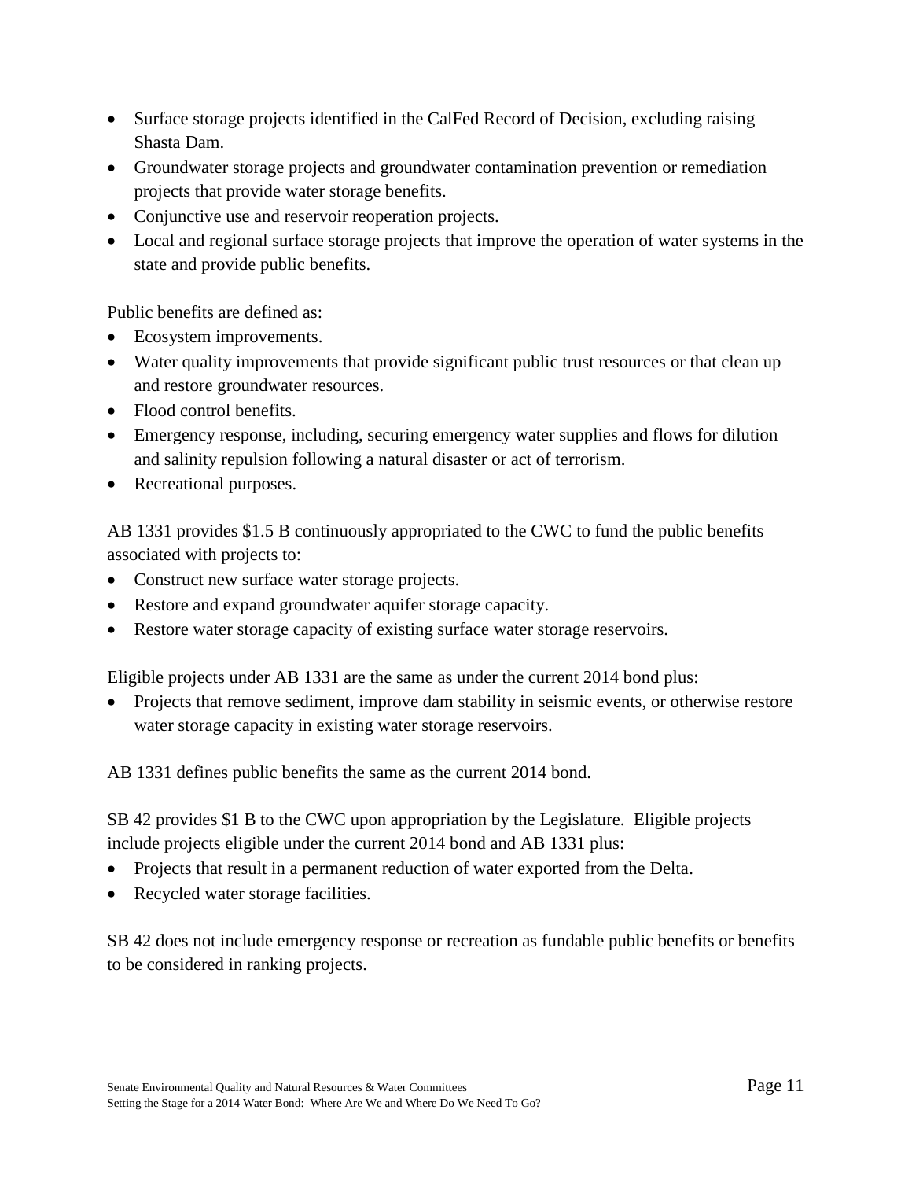- Surface storage projects identified in the CalFed Record of Decision, excluding raising Shasta Dam.
- Groundwater storage projects and groundwater contamination prevention or remediation projects that provide water storage benefits.
- Conjunctive use and reservoir reoperation projects.
- Local and regional surface storage projects that improve the operation of water systems in the state and provide public benefits.

Public benefits are defined as:

- Ecosystem improvements.
- Water quality improvements that provide significant public trust resources or that clean up and restore groundwater resources.
- Flood control benefits.
- Emergency response, including, securing emergency water supplies and flows for dilution and salinity repulsion following a natural disaster or act of terrorism.
- Recreational purposes.

AB 1331 provides $1.5 B continuously appropriated to the CWC to fund the public benefits associated with projects to:

- Construct new surface water storage projects.
- Restore and expand groundwater aquifer storage capacity.
- Restore water storage capacity of existing surface water storage reservoirs.

Eligible projects under AB 1331 are the same as under the current 2014 bond plus:

- Projects that remove sediment, improve dam stability in seismic events, or otherwise restore water storage capacity in existing water storage reservoirs.

AB 1331 defines public benefits the same as the current 2014 bond.

SB 42 provides $1 B to the CWC upon appropriation by the Legislature. Eligible projects include projects eligible under the current 2014 bond and AB 1331 plus:

- Projects that result in a permanent reduction of water exported from the Delta.
- Recycled water storage facilities.

SB 42 does not include emergency response or recreation as fundable public benefits or benefits to be considered in ranking projects.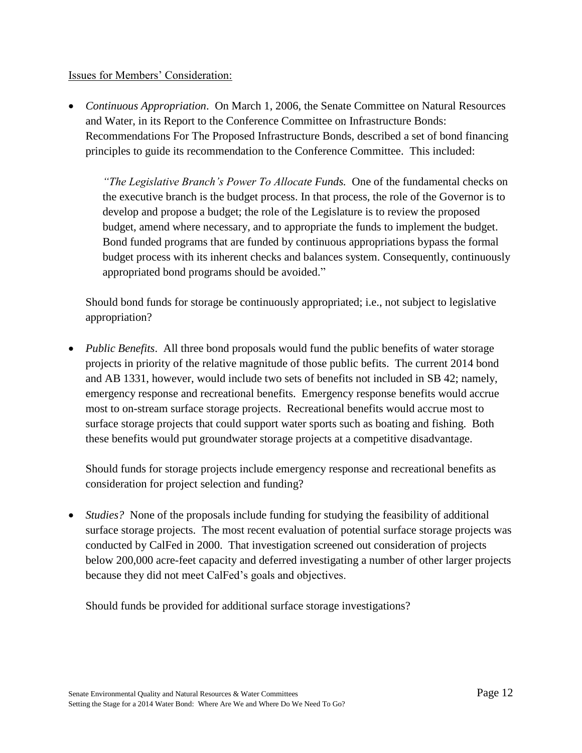Issues for Members' Consideration:

- *Continuous Appropriation*. On March 1, 2006, the Senate Committee on Natural Resources and Water, in its Report to the Conference Committee on Infrastructure Bonds: Recommendations For The Proposed Infrastructure Bonds, described a set of bond financing principles to guide its recommendation to the Conference Committee. This included:

  *"The Legislative Branch's Power To Allocate Funds.* One of the fundamental checks on the executive branch is the budget process. In that process, the role of the Governor is to develop and propose a budget; the role of the Legislature is to review the proposed budget, amend where necessary, and to appropriate the funds to implement the budget. Bond funded programs that are funded by continuous appropriations bypass the formal budget process with its inherent checks and balances system. Consequently, continuously appropriated bond programs should be avoided."

  Should bond funds for storage be continuously appropriated; i.e., not subject to legislative appropriation?

- *Public Benefits*. All three bond proposals would fund the public benefits of water storage projects in priority of the relative magnitude of those public befits. The current 2014 bond and AB 1331, however, would include two sets of benefits not included in SB 42; namely, emergency response and recreational benefits. Emergency response benefits would accrue most to on-stream surface storage projects. Recreational benefits would accrue most to surface storage projects that could support water sports such as boating and fishing. Both these benefits would put groundwater storage projects at a competitive disadvantage.

  Should funds for storage projects include emergency response and recreational benefits as consideration for project selection and funding?

- *Studies?* None of the proposals include funding for studying the feasibility of additional surface storage projects. The most recent evaluation of potential surface storage projects was conducted by CalFed in 2000. That investigation screened out consideration of projects below 200,000 acre-feet capacity and deferred investigating a number of other larger projects because they did not meet CalFed's goals and objectives.

  Should funds be provided for additional surface storage investigations?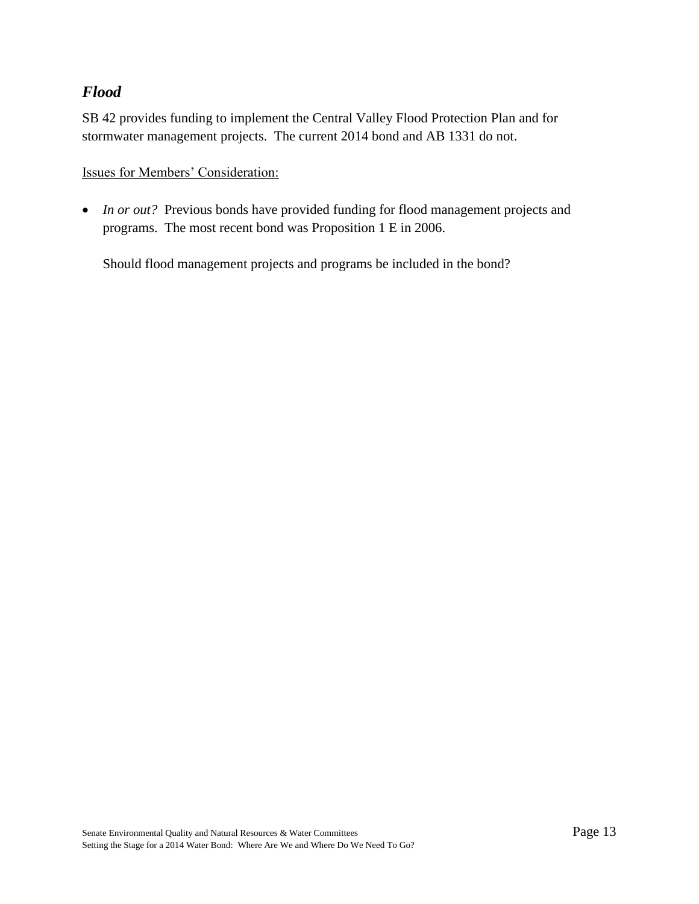### *Flood*

SB 42 provides funding to implement the Central Valley Flood Protection Plan and for stormwater management projects. The current 2014 bond and AB 1331 do not.

<u>Issues for Members' Consideration:</u>

- *In or out?* Previous bonds have provided funding for flood management projects and programs. The most recent bond was Proposition 1 E in 2006.

  Should flood management projects and programs be included in the bond?